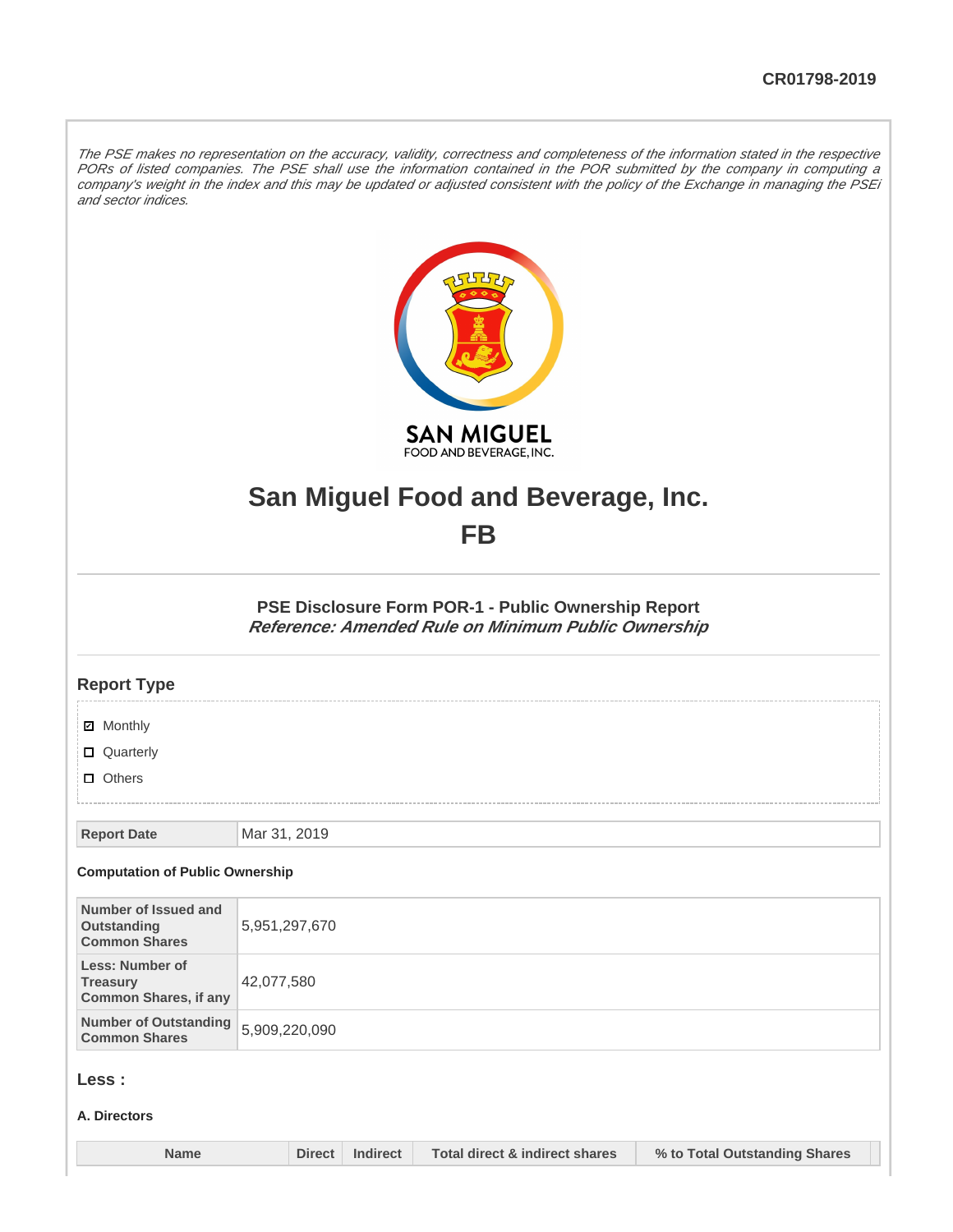CR01798-2019

*The PSE makes no representation on the accuracy, validity, correctness and completeness of the information stated in the respective PORs of listed companies. The PSE shall use the information contained in the POR submitted by the company in computing a company's weight in the index and this may be updated or adjusted consistent with the policy of the Exchange in managing the PSEi and sector indices.*

# San Miguel Food and Beverage, Inc.

# FB

### PSE Disclosure Form POR-1 - Public Ownership Report

***Reference: Amended Rule on Minimum Public Ownership***

## Report Type

- [x] Monthly
- [ ] Quarterly
- [ ] Others

| Report Date | Mar 31, 2019 |
|---|---|

#### Computation of Public Ownership

| Number of Issued and Outstanding Common Shares | 5,951,297,670 |
|---|---|
| Less: Number of Treasury Common Shares, if any | 42,077,580 |
| Number of Outstanding Common Shares | 5,909,220,090 |

## Less :

#### A. Directors

| Name | Direct | Indirect | Total direct & indirect shares | % to Total Outstanding Shares |
|---|---|---|---|---|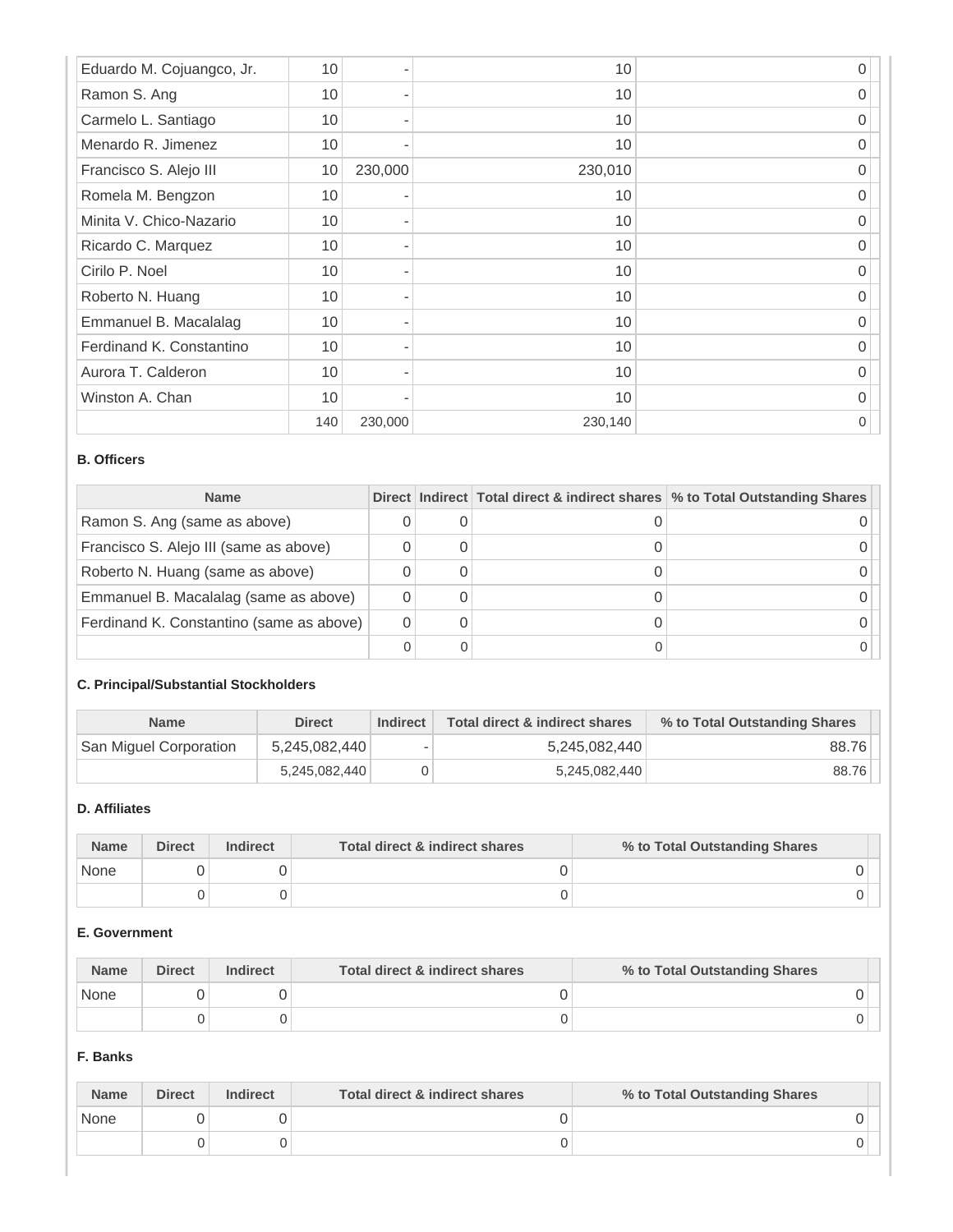| | | | | |
|---|---|---|---|---|
| Eduardo M. Cojuangco, Jr. | 10 | - | 10 | 0 |
| Ramon S. Ang | 10 | - | 10 | 0 |
| Carmelo L. Santiago | 10 | - | 10 | 0 |
| Menardo R. Jimenez | 10 | - | 10 | 0 |
| Francisco S. Alejo III | 10 | 230,000 | 230,010 | 0 |
| Romela M. Bengzon | 10 | - | 10 | 0 |
| Minita V. Chico-Nazario | 10 | - | 10 | 0 |
| Ricardo C. Marquez | 10 | - | 10 | 0 |
| Cirilo P. Noel | 10 | - | 10 | 0 |
| Roberto N. Huang | 10 | - | 10 | 0 |
| Emmanuel B. Macalalag | 10 | - | 10 | 0 |
| Ferdinand K. Constantino | 10 | - | 10 | 0 |
| Aurora T. Calderon | 10 | - | 10 | 0 |
| Winston A. Chan | 10 | - | 10 | 0 |
| | 140 | 230,000 | 230,140 | 0 |

**B. Officers**

| Name | Direct | Indirect | Total direct & indirect shares | % to Total Outstanding Shares |
|---|---|---|---|---|
| Ramon S. Ang (same as above) | 0 | 0 | 0 | 0 |
| Francisco S. Alejo III (same as above) | 0 | 0 | 0 | 0 |
| Roberto N. Huang (same as above) | 0 | 0 | 0 | 0 |
| Emmanuel B. Macalalag (same as above) | 0 | 0 | 0 | 0 |
| Ferdinand K. Constantino (same as above) | 0 | 0 | 0 | 0 |
| | 0 | 0 | 0 | 0 |

**C. Principal/Substantial Stockholders**

| Name | Direct | Indirect | Total direct & indirect shares | % to Total Outstanding Shares |
|---|---|---|---|---|
| San Miguel Corporation | 5,245,082,440 | - | 5,245,082,440 | 88.76 |
| | 5,245,082,440 | 0 | 5,245,082,440 | 88.76 |

**D. Affiliates**

| Name | Direct | Indirect | Total direct & indirect shares | % to Total Outstanding Shares |
|---|---|---|---|---|
| None | 0 | 0 | 0 | 0 |
| | 0 | 0 | 0 | 0 |

**E. Government**

| Name | Direct | Indirect | Total direct & indirect shares | % to Total Outstanding Shares |
|---|---|---|---|---|
| None | 0 | 0 | 0 | 0 |
| | 0 | 0 | 0 | 0 |

**F. Banks**

| Name | Direct | Indirect | Total direct & indirect shares | % to Total Outstanding Shares |
|---|---|---|---|---|
| None | 0 | 0 | 0 | 0 |
| | 0 | 0 | 0 | 0 |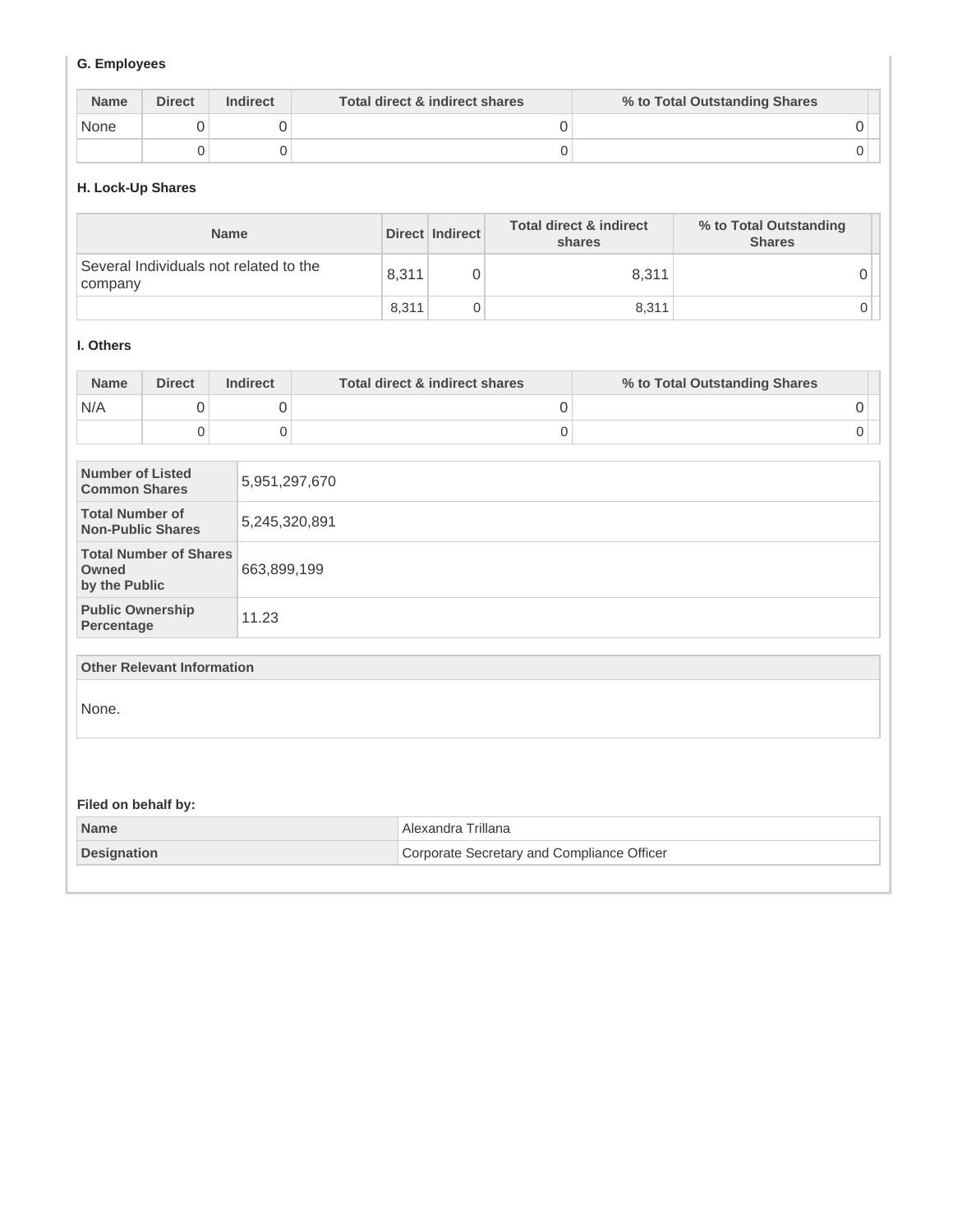**G. Employees**

| Name | Direct | Indirect | Total direct & indirect shares | % to Total Outstanding Shares |
|---|---|---|---|---|
| None | 0 | 0 | 0 | 0 |
| | 0 | 0 | 0 | 0 |

**H. Lock-Up Shares**

| Name | Direct | Indirect | Total direct & indirect shares | % to Total Outstanding Shares |
|---|---|---|---|---|
| Several Individuals not related to the company | 8,311 | 0 | 8,311 | 0 |
| | 8,311 | 0 | 8,311 | 0 |

**I. Others**

| Name | Direct | Indirect | Total direct & indirect shares | % to Total Outstanding Shares |
|---|---|---|---|---|
| N/A | 0 | 0 | 0 | 0 |
| | 0 | 0 | 0 | 0 |

| | |
|---|---|
| **Number of Listed Common Shares** | 5,951,297,670 |
| **Total Number of Non-Public Shares** | 5,245,320,891 |
| **Total Number of Shares Owned by the Public** | 663,899,199 |
| **Public Ownership Percentage** | 11.23 |

| Other Relevant Information |
|---|
| None. |

**Filed on behalf by:**

| | |
|---|---|
| **Name** | Alexandra Trillana |
| **Designation** | Corporate Secretary and Compliance Officer |